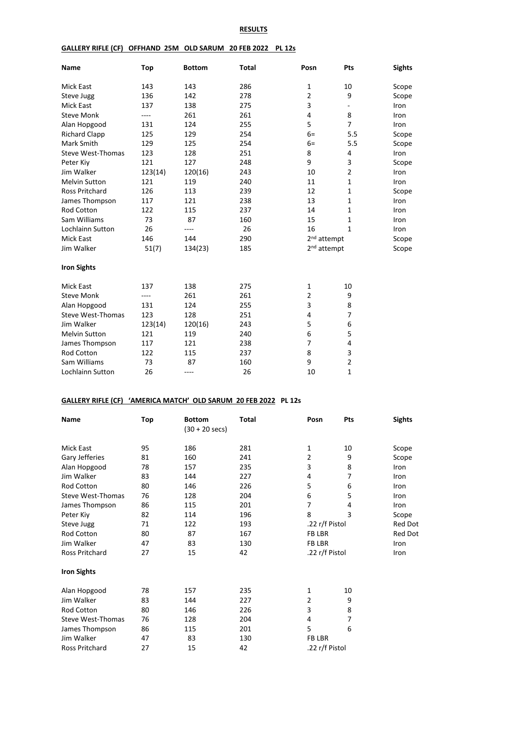**RESULTS**

**GALLERY RIFLE (CF) OFFHAND 25M OLD SARUM 20 FEB 2022 PL 12s**

| Name | Top | Bottom | Total | Posn | Pts | Sights |
|---|---|---|---|---|---|---|
| Mick East | 143 | 143 | 286 | 1 | 10 | Scope |
| Steve Jugg | 136 | 142 | 278 | 2 | 9 | Scope |
| Mick East | 137 | 138 | 275 | 3 | - | Iron |
| Steve Monk | ---- | 261 | 261 | 4 | 8 | Iron |
| Alan Hopgood | 131 | 124 | 255 | 5 | 7 | Iron |
| Richard Clapp | 125 | 129 | 254 | 6= | 5.5 | Scope |
| Mark Smith | 129 | 125 | 254 | 6= | 5.5 | Scope |
| Steve West-Thomas | 123 | 128 | 251 | 8 | 4 | Iron |
| Peter Kiy | 121 | 127 | 248 | 9 | 3 | Scope |
| Jim Walker | 123(14) | 120(16) | 243 | 10 | 2 | Iron |
| Melvin Sutton | 121 | 119 | 240 | 11 | 1 | Iron |
| Ross Pritchard | 126 | 113 | 239 | 12 | 1 | Scope |
| James Thompson | 117 | 121 | 238 | 13 | 1 | Iron |
| Rod Cotton | 122 | 115 | 237 | 14 | 1 | Iron |
| Sam Williams | 73 | 87 | 160 | 15 | 1 | Iron |
| Lochlainn Sutton | 26 | ---- | 26 | 16 | 1 | Iron |
| Mick East | 146 | 144 | 290 | 2nd attempt | | Scope |
| Jim Walker | 51(7) | 134(23) | 185 | 2nd attempt | | Scope |

**Iron Sights**

| Name | Top | Bottom | Total | Posn | Pts |
|---|---|---|---|---|---|
| Mick East | 137 | 138 | 275 | 1 | 10 |
| Steve Monk | ---- | 261 | 261 | 2 | 9 |
| Alan Hopgood | 131 | 124 | 255 | 3 | 8 |
| Steve West-Thomas | 123 | 128 | 251 | 4 | 7 |
| Jim Walker | 123(14) | 120(16) | 243 | 5 | 6 |
| Melvin Sutton | 121 | 119 | 240 | 6 | 5 |
| James Thompson | 117 | 121 | 238 | 7 | 4 |
| Rod Cotton | 122 | 115 | 237 | 8 | 3 |
| Sam Williams | 73 | 87 | 160 | 9 | 2 |
| Lochlainn Sutton | 26 | ---- | 26 | 10 | 1 |

**GALLERY RIFLE (CF) 'AMERICA MATCH' OLD SARUM 20 FEB 2022 PL 12s**

| Name | Top | Bottom (30 + 20 secs) | Total | Posn | Pts | Sights |
|---|---|---|---|---|---|---|
| Mick East | 95 | 186 | 281 | 1 | 10 | Scope |
| Gary Jefferies | 81 | 160 | 241 | 2 | 9 | Scope |
| Alan Hopgood | 78 | 157 | 235 | 3 | 8 | Iron |
| Jim Walker | 83 | 144 | 227 | 4 | 7 | Iron |
| Rod Cotton | 80 | 146 | 226 | 5 | 6 | Iron |
| Steve West-Thomas | 76 | 128 | 204 | 6 | 5 | Iron |
| James Thompson | 86 | 115 | 201 | 7 | 4 | Iron |
| Peter Kiy | 82 | 114 | 196 | 8 | 3 | Scope |
| Steve Jugg | 71 | 122 | 193 | .22 r/f Pistol | | Red Dot |
| Rod Cotton | 80 | 87 | 167 | FB LBR | | Red Dot |
| Jim Walker | 47 | 83 | 130 | FB LBR | | Iron |
| Ross Pritchard | 27 | 15 | 42 | .22 r/f Pistol | | Iron |

**Iron Sights**

| Name | Top | Bottom | Total | Posn | Pts |
|---|---|---|---|---|---|
| Alan Hopgood | 78 | 157 | 235 | 1 | 10 |
| Jim Walker | 83 | 144 | 227 | 2 | 9 |
| Rod Cotton | 80 | 146 | 226 | 3 | 8 |
| Steve West-Thomas | 76 | 128 | 204 | 4 | 7 |
| James Thompson | 86 | 115 | 201 | 5 | 6 |
| Jim Walker | 47 | 83 | 130 | FB LBR | |
| Ross Pritchard | 27 | 15 | 42 | .22 r/f Pistol | |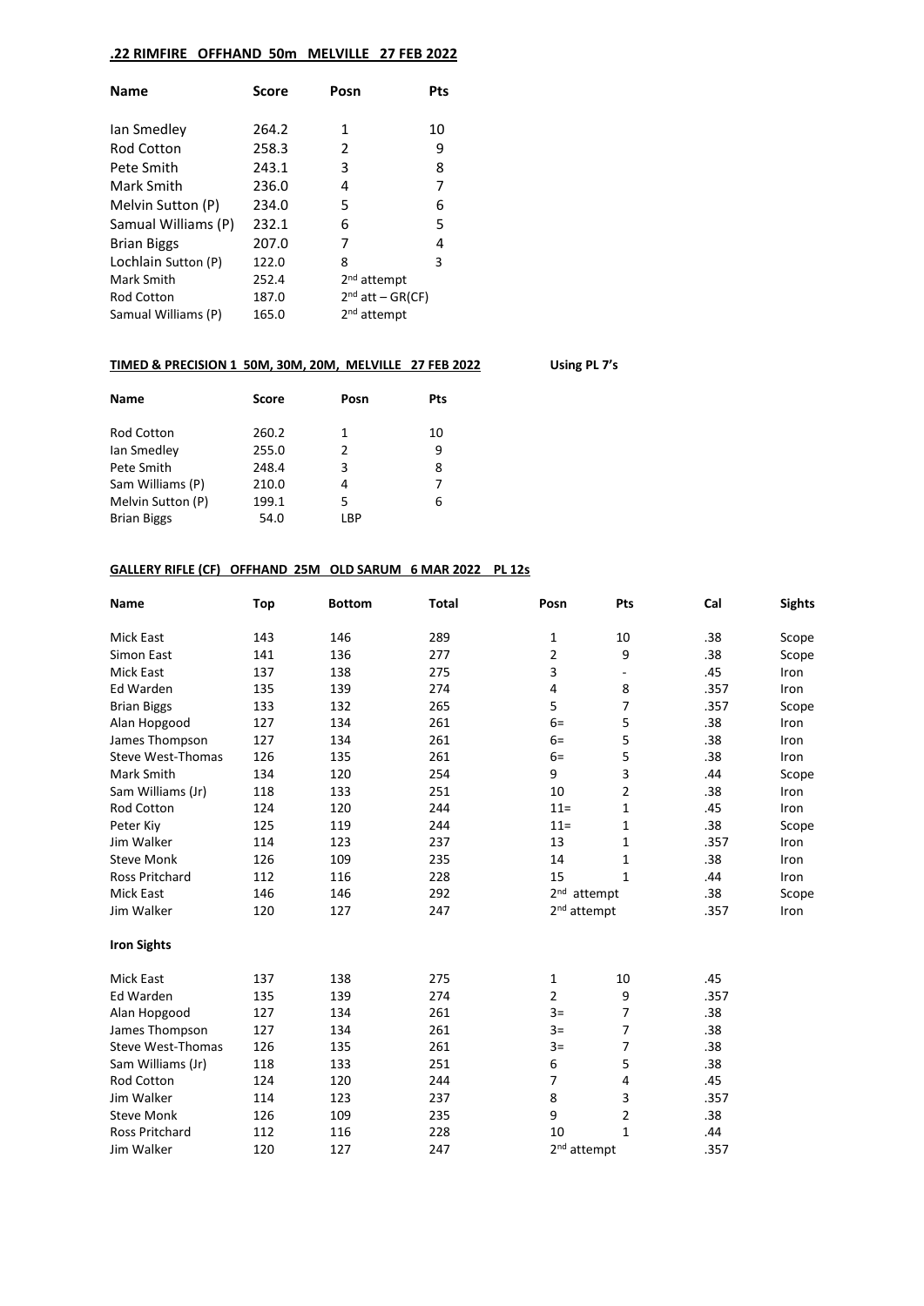**.22 RIMFIRE OFFHAND 50m MELVILLE 27 FEB 2022**

| Name | Score | Posn | Pts |
|---|---|---|---|
| Ian Smedley | 264.2 | 1 | 10 |
| Rod Cotton | 258.3 | 2 | 9 |
| Pete Smith | 243.1 | 3 | 8 |
| Mark Smith | 236.0 | 4 | 7 |
| Melvin Sutton (P) | 234.0 | 5 | 6 |
| Samual Williams (P) | 232.1 | 6 | 5 |
| Brian Biggs | 207.0 | 7 | 4 |
| Lochlain Sutton (P) | 122.0 | 8 | 3 |
| Mark Smith | 252.4 | 2nd attempt | |
| Rod Cotton | 187.0 | 2nd att – GR(CF) | |
| Samual Williams (P) | 165.0 | 2nd attempt | |

**TIMED & PRECISION 1 50M, 30M, 20M, MELVILLE 27 FEB 2022** **Using PL 7's**

| Name | Score | Posn | Pts |
|---|---|---|---|
| Rod Cotton | 260.2 | 1 | 10 |
| Ian Smedley | 255.0 | 2 | 9 |
| Pete Smith | 248.4 | 3 | 8 |
| Sam Williams (P) | 210.0 | 4 | 7 |
| Melvin Sutton (P) | 199.1 | 5 | 6 |
| Brian Biggs | 54.0 | LBP | |

**GALLERY RIFLE (CF) OFFHAND 25M OLD SARUM 6 MAR 2022 PL 12s**

| Name | Top | Bottom | Total | Posn | Pts | Cal | Sights |
|---|---|---|---|---|---|---|---|
| Mick East | 143 | 146 | 289 | 1 | 10 | .38 | Scope |
| Simon East | 141 | 136 | 277 | 2 | 9 | .38 | Scope |
| Mick East | 137 | 138 | 275 | 3 | - | .45 | Iron |
| Ed Warden | 135 | 139 | 274 | 4 | 8 | .357 | Iron |
| Brian Biggs | 133 | 132 | 265 | 5 | 7 | .357 | Scope |
| Alan Hopgood | 127 | 134 | 261 | 6= | 5 | .38 | Iron |
| James Thompson | 127 | 134 | 261 | 6= | 5 | .38 | Iron |
| Steve West-Thomas | 126 | 135 | 261 | 6= | 5 | .38 | Iron |
| Mark Smith | 134 | 120 | 254 | 9 | 3 | .44 | Scope |
| Sam Williams (Jr) | 118 | 133 | 251 | 10 | 2 | .38 | Iron |
| Rod Cotton | 124 | 120 | 244 | 11= | 1 | .45 | Iron |
| Peter Kiy | 125 | 119 | 244 | 11= | 1 | .38 | Scope |
| Jim Walker | 114 | 123 | 237 | 13 | 1 | .357 | Iron |
| Steve Monk | 126 | 109 | 235 | 14 | 1 | .38 | Iron |
| Ross Pritchard | 112 | 116 | 228 | 15 | 1 | .44 | Iron |
| Mick East | 146 | 146 | 292 | 2nd attempt | | .38 | Scope |
| Jim Walker | 120 | 127 | 247 | 2nd attempt | | .357 | Iron |

**Iron Sights**

| Name | Top | Bottom | Total | Posn | Pts | Cal |
|---|---|---|---|---|---|---|
| Mick East | 137 | 138 | 275 | 1 | 10 | .45 |
| Ed Warden | 135 | 139 | 274 | 2 | 9 | .357 |
| Alan Hopgood | 127 | 134 | 261 | 3= | 7 | .38 |
| James Thompson | 127 | 134 | 261 | 3= | 7 | .38 |
| Steve West-Thomas | 126 | 135 | 261 | 3= | 7 | .38 |
| Sam Williams (Jr) | 118 | 133 | 251 | 6 | 5 | .38 |
| Rod Cotton | 124 | 120 | 244 | 7 | 4 | .45 |
| Jim Walker | 114 | 123 | 237 | 8 | 3 | .357 |
| Steve Monk | 126 | 109 | 235 | 9 | 2 | .38 |
| Ross Pritchard | 112 | 116 | 228 | 10 | 1 | .44 |
| Jim Walker | 120 | 127 | 247 | 2nd attempt | | .357 |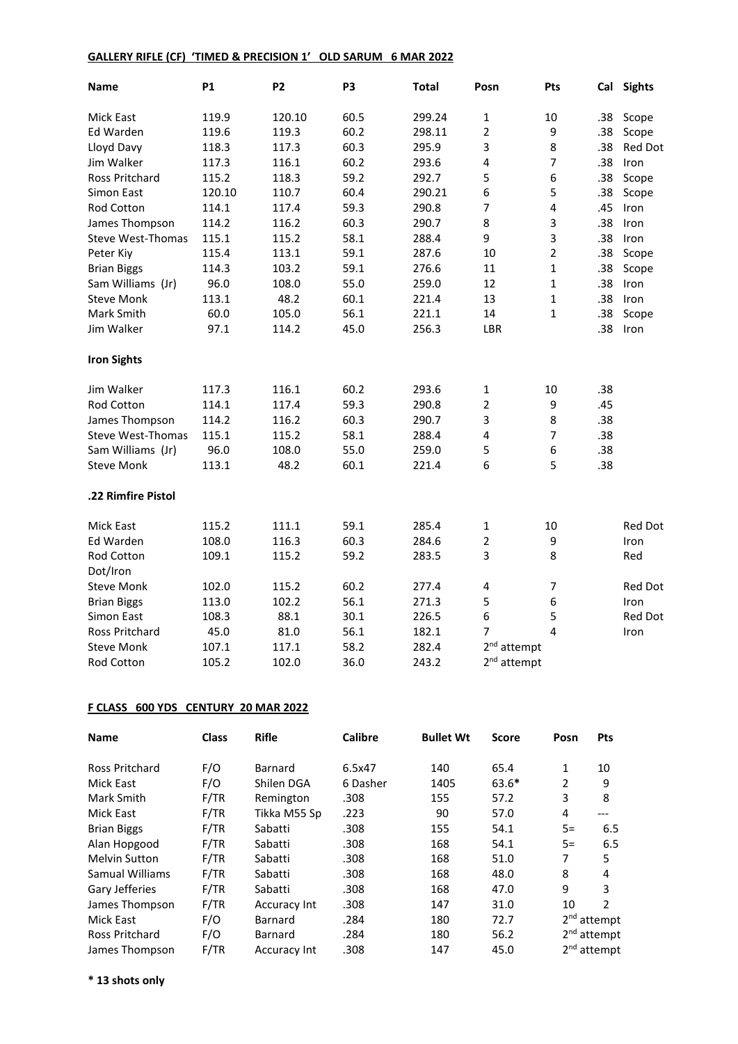**GALLERY RIFLE (CF) 'TIMED & PRECISION 1' OLD SARUM 6 MAR 2022**

| Name | P1 | P2 | P3 | Total | Posn | Pts | Cal | Sights |
|---|---|---|---|---|---|---|---|---|
| Mick East | 119.9 | 120.10 | 60.5 | 299.24 | 1 | 10 | .38 | Scope |
| Ed Warden | 119.6 | 119.3 | 60.2 | 298.11 | 2 | 9 | .38 | Scope |
| Lloyd Davy | 118.3 | 117.3 | 60.3 | 295.9 | 3 | 8 | .38 | Red Dot |
| Jim Walker | 117.3 | 116.1 | 60.2 | 293.6 | 4 | 7 | .38 | Iron |
| Ross Pritchard | 115.2 | 118.3 | 59.2 | 292.7 | 5 | 6 | .38 | Scope |
| Simon East | 120.10 | 110.7 | 60.4 | 290.21 | 6 | 5 | .38 | Scope |
| Rod Cotton | 114.1 | 117.4 | 59.3 | 290.8 | 7 | 4 | .45 | Iron |
| James Thompson | 114.2 | 116.2 | 60.3 | 290.7 | 8 | 3 | .38 | Iron |
| Steve West-Thomas | 115.1 | 115.2 | 58.1 | 288.4 | 9 | 3 | .38 | Iron |
| Peter Kiy | 115.4 | 113.1 | 59.1 | 287.6 | 10 | 2 | .38 | Scope |
| Brian Biggs | 114.3 | 103.2 | 59.1 | 276.6 | 11 | 1 | .38 | Scope |
| Sam Williams (Jr) | 96.0 | 108.0 | 55.0 | 259.0 | 12 | 1 | .38 | Iron |
| Steve Monk | 113.1 | 48.2 | 60.1 | 221.4 | 13 | 1 | .38 | Iron |
| Mark Smith | 60.0 | 105.0 | 56.1 | 221.1 | 14 | 1 | .38 | Scope |
| Jim Walker | 97.1 | 114.2 | 45.0 | 256.3 | LBR | | .38 | Iron |

**Iron Sights**

| Name | P1 | P2 | P3 | Total | Posn | Pts | Cal |
|---|---|---|---|---|---|---|---|
| Jim Walker | 117.3 | 116.1 | 60.2 | 293.6 | 1 | 10 | .38 |
| Rod Cotton | 114.1 | 117.4 | 59.3 | 290.8 | 2 | 9 | .45 |
| James Thompson | 114.2 | 116.2 | 60.3 | 290.7 | 3 | 8 | .38 |
| Steve West-Thomas | 115.1 | 115.2 | 58.1 | 288.4 | 4 | 7 | .38 |
| Sam Williams (Jr) | 96.0 | 108.0 | 55.0 | 259.0 | 5 | 6 | .38 |
| Steve Monk | 113.1 | 48.2 | 60.1 | 221.4 | 6 | 5 | .38 |

**.22 Rimfire Pistol**

| Name | P1 | P2 | P3 | Total | Posn | Pts | Sights |
|---|---|---|---|---|---|---|---|
| Mick East | 115.2 | 111.1 | 59.1 | 285.4 | 1 | 10 | Red Dot |
| Ed Warden | 108.0 | 116.3 | 60.3 | 284.6 | 2 | 9 | Iron |
| Rod Cotton | 109.1 | 115.2 | 59.2 | 283.5 | 3 | 8 | Red Dot/Iron |
| Steve Monk | 102.0 | 115.2 | 60.2 | 277.4 | 4 | 7 | Red Dot |
| Brian Biggs | 113.0 | 102.2 | 56.1 | 271.3 | 5 | 6 | Iron |
| Simon East | 108.3 | 88.1 | 30.1 | 226.5 | 6 | 5 | Red Dot |
| Ross Pritchard | 45.0 | 81.0 | 56.1 | 182.1 | 7 | 4 | Iron |
| Steve Monk | 107.1 | 117.1 | 58.2 | 282.4 | 2nd attempt | | |
| Rod Cotton | 105.2 | 102.0 | 36.0 | 243.2 | 2nd attempt | | |

**F CLASS 600 YDS CENTURY 20 MAR 2022**

| Name | Class | Rifle | Calibre | Bullet Wt | Score | Posn | Pts |
|---|---|---|---|---|---|---|---|
| Ross Pritchard | F/O | Barnard | 6.5x47 | 140 | 65.4 | 1 | 10 |
| Mick East | F/O | Shilen DGA | 6 Dasher | 1405 | 63.6* | 2 | 9 |
| Mark Smith | F/TR | Remington | .308 | 155 | 57.2 | 3 | 8 |
| Mick East | F/TR | Tikka M55 Sp | .223 | 90 | 57.0 | 4 | --- |
| Brian Biggs | F/TR | Sabatti | .308 | 155 | 54.1 | 5= | 6.5 |
| Alan Hopgood | F/TR | Sabatti | .308 | 168 | 54.1 | 5= | 6.5 |
| Melvin Sutton | F/TR | Sabatti | .308 | 168 | 51.0 | 7 | 5 |
| Samual Williams | F/TR | Sabatti | .308 | 168 | 48.0 | 8 | 4 |
| Gary Jefferies | F/TR | Sabatti | .308 | 168 | 47.0 | 9 | 3 |
| James Thompson | F/TR | Accuracy Int | .308 | 147 | 31.0 | 10 | 2 |
| Mick East | F/O | Barnard | .284 | 180 | 72.7 | 2nd attempt | |
| Ross Pritchard | F/O | Barnard | .284 | 180 | 56.2 | 2nd attempt | |
| James Thompson | F/TR | Accuracy Int | .308 | 147 | 45.0 | 2nd attempt | |

**\* 13 shots only**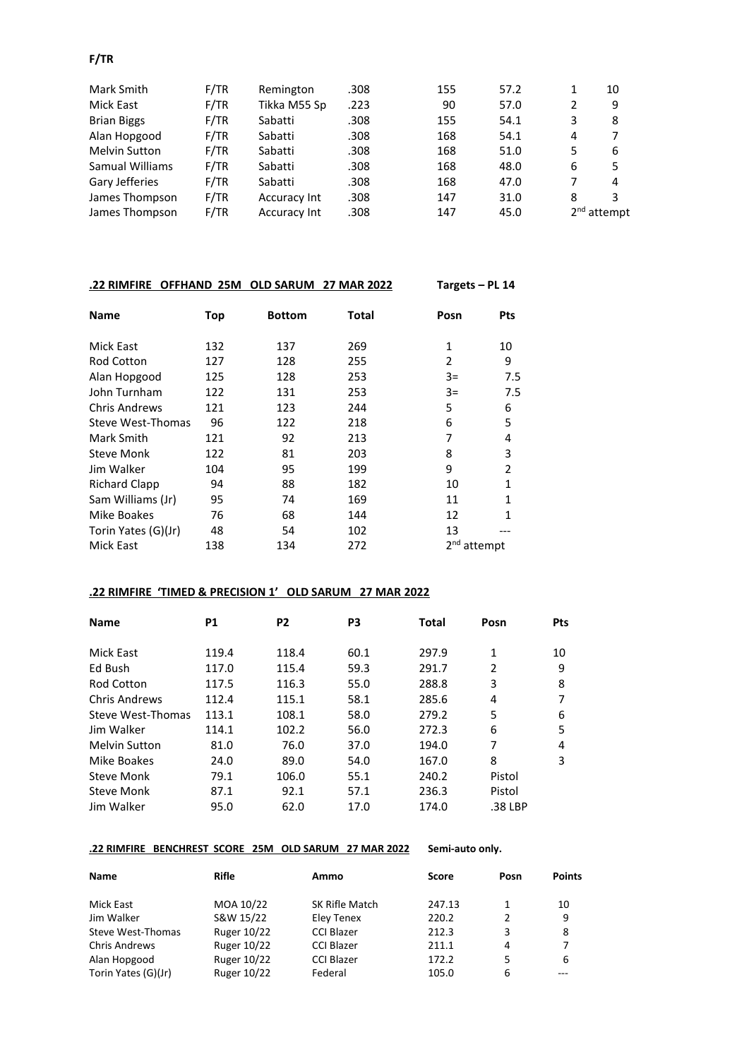**F/TR**

| Name | Class | Rifle | Calibre | Bullet | Score | Posn | Pts |
|---|---|---|---|---|---|---|---|
| Mark Smith | F/TR | Remington | .308 | 155 | 57.2 | 1 | 10 |
| Mick East | F/TR | Tikka M55 Sp | .223 | 90 | 57.0 | 2 | 9 |
| Brian Biggs | F/TR | Sabatti | .308 | 155 | 54.1 | 3 | 8 |
| Alan Hopgood | F/TR | Sabatti | .308 | 168 | 54.1 | 4 | 7 |
| Melvin Sutton | F/TR | Sabatti | .308 | 168 | 51.0 | 5 | 6 |
| Samual Williams | F/TR | Sabatti | .308 | 168 | 48.0 | 6 | 5 |
| Gary Jefferies | F/TR | Sabatti | .308 | 168 | 47.0 | 7 | 4 |
| James Thompson | F/TR | Accuracy Int | .308 | 147 | 31.0 | 8 | 3 |
| James Thompson | F/TR | Accuracy Int | .308 | 147 | 45.0 | 2nd attempt | |

**.22 RIMFIRE OFFHAND 25M OLD SARUM 27 MAR 2022** **Targets – PL 14**

| Name | Top | Bottom | Total | Posn | Pts |
|---|---|---|---|---|---|
| Mick East | 132 | 137 | 269 | 1 | 10 |
| Rod Cotton | 127 | 128 | 255 | 2 | 9 |
| Alan Hopgood | 125 | 128 | 253 | 3= | 7.5 |
| John Turnham | 122 | 131 | 253 | 3= | 7.5 |
| Chris Andrews | 121 | 123 | 244 | 5 | 6 |
| Steve West-Thomas | 96 | 122 | 218 | 6 | 5 |
| Mark Smith | 121 | 92 | 213 | 7 | 4 |
| Steve Monk | 122 | 81 | 203 | 8 | 3 |
| Jim Walker | 104 | 95 | 199 | 9 | 2 |
| Richard Clapp | 94 | 88 | 182 | 10 | 1 |
| Sam Williams (Jr) | 95 | 74 | 169 | 11 | 1 |
| Mike Boakes | 76 | 68 | 144 | 12 | 1 |
| Torin Yates (G)(Jr) | 48 | 54 | 102 | 13 | --- |
| Mick East | 138 | 134 | 272 | 2nd attempt | |

**.22 RIMFIRE 'TIMED & PRECISION 1' OLD SARUM 27 MAR 2022**

| Name | P1 | P2 | P3 | Total | Posn | Pts |
|---|---|---|---|---|---|---|
| Mick East | 119.4 | 118.4 | 60.1 | 297.9 | 1 | 10 |
| Ed Bush | 117.0 | 115.4 | 59.3 | 291.7 | 2 | 9 |
| Rod Cotton | 117.5 | 116.3 | 55.0 | 288.8 | 3 | 8 |
| Chris Andrews | 112.4 | 115.1 | 58.1 | 285.6 | 4 | 7 |
| Steve West-Thomas | 113.1 | 108.1 | 58.0 | 279.2 | 5 | 6 |
| Jim Walker | 114.1 | 102.2 | 56.0 | 272.3 | 6 | 5 |
| Melvin Sutton | 81.0 | 76.0 | 37.0 | 194.0 | 7 | 4 |
| Mike Boakes | 24.0 | 89.0 | 54.0 | 167.0 | 8 | 3 |
| Steve Monk | 79.1 | 106.0 | 55.1 | 240.2 | Pistol | |
| Steve Monk | 87.1 | 92.1 | 57.1 | 236.3 | Pistol | |
| Jim Walker | 95.0 | 62.0 | 17.0 | 174.0 | .38 LBP | |

**.22 RIMFIRE BENCHREST SCORE 25M OLD SARUM 27 MAR 2022** **Semi-auto only.**

| Name | Rifle | Ammo | Score | Posn | Points |
|---|---|---|---|---|---|
| Mick East | MOA 10/22 | SK Rifle Match | 247.13 | 1 | 10 |
| Jim Walker | S&W 15/22 | Eley Tenex | 220.2 | 2 | 9 |
| Steve West-Thomas | Ruger 10/22 | CCI Blazer | 212.3 | 3 | 8 |
| Chris Andrews | Ruger 10/22 | CCI Blazer | 211.1 | 4 | 7 |
| Alan Hopgood | Ruger 10/22 | CCI Blazer | 172.2 | 5 | 6 |
| Torin Yates (G)(Jr) | Ruger 10/22 | Federal | 105.0 | 6 | --- |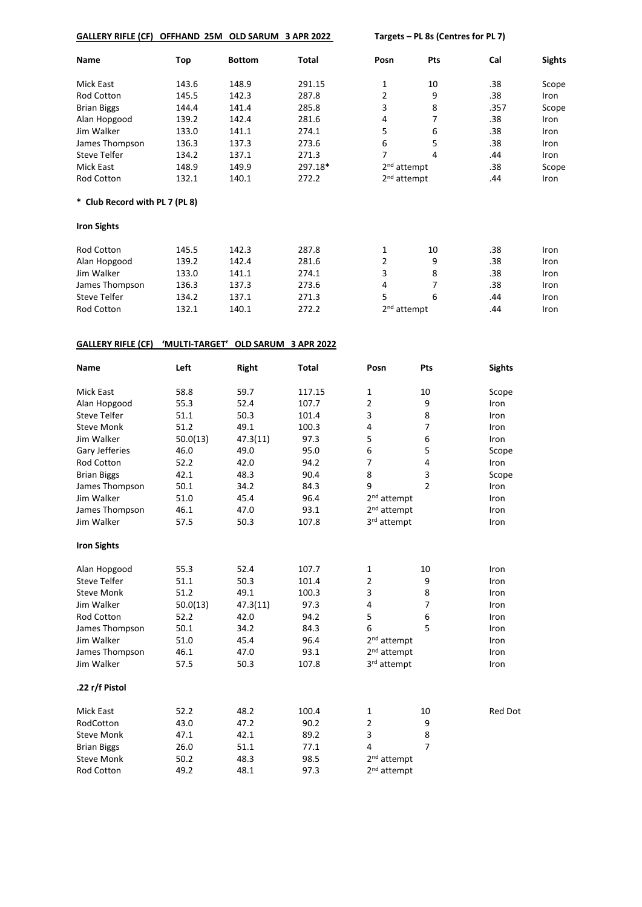**GALLERY RIFLE (CF) OFFHAND 25M OLD SARUM 3 APR 2022** **Targets – PL 8s (Centres for PL 7)**

| Name | Top | Bottom | Total | Posn | Pts | Cal | Sights |
|---|---|---|---|---|---|---|---|
| Mick East | 143.6 | 148.9 | 291.15 | 1 | 10 | .38 | Scope |
| Rod Cotton | 145.5 | 142.3 | 287.8 | 2 | 9 | .38 | Iron |
| Brian Biggs | 144.4 | 141.4 | 285.8 | 3 | 8 | .357 | Scope |
| Alan Hopgood | 139.2 | 142.4 | 281.6 | 4 | 7 | .38 | Iron |
| Jim Walker | 133.0 | 141.1 | 274.1 | 5 | 6 | .38 | Iron |
| James Thompson | 136.3 | 137.3 | 273.6 | 6 | 5 | .38 | Iron |
| Steve Telfer | 134.2 | 137.1 | 271.3 | 7 | 4 | .44 | Iron |
| Mick East | 148.9 | 149.9 | 297.18* | 2nd attempt | | .38 | Scope |
| Rod Cotton | 132.1 | 140.1 | 272.2 | 2nd attempt | | .44 | Iron |

**\* Club Record with PL 7 (PL 8)**

**Iron Sights**

| Name | Top | Bottom | Total | Posn | Pts | Cal | Sights |
|---|---|---|---|---|---|---|---|
| Rod Cotton | 145.5 | 142.3 | 287.8 | 1 | 10 | .38 | Iron |
| Alan Hopgood | 139.2 | 142.4 | 281.6 | 2 | 9 | .38 | Iron |
| Jim Walker | 133.0 | 141.1 | 274.1 | 3 | 8 | .38 | Iron |
| James Thompson | 136.3 | 137.3 | 273.6 | 4 | 7 | .38 | Iron |
| Steve Telfer | 134.2 | 137.1 | 271.3 | 5 | 6 | .44 | Iron |
| Rod Cotton | 132.1 | 140.1 | 272.2 | 2nd attempt | | .44 | Iron |

**GALLERY RIFLE (CF) 'MULTI-TARGET' OLD SARUM 3 APR 2022**

| Name | Left | Right | Total | Posn | Pts | Sights |
|---|---|---|---|---|---|---|
| Mick East | 58.8 | 59.7 | 117.15 | 1 | 10 | Scope |
| Alan Hopgood | 55.3 | 52.4 | 107.7 | 2 | 9 | Iron |
| Steve Telfer | 51.1 | 50.3 | 101.4 | 3 | 8 | Iron |
| Steve Monk | 51.2 | 49.1 | 100.3 | 4 | 7 | Iron |
| Jim Walker | 50.0(13) | 47.3(11) | 97.3 | 5 | 6 | Iron |
| Gary Jefferies | 46.0 | 49.0 | 95.0 | 6 | 5 | Scope |
| Rod Cotton | 52.2 | 42.0 | 94.2 | 7 | 4 | Iron |
| Brian Biggs | 42.1 | 48.3 | 90.4 | 8 | 3 | Scope |
| James Thompson | 50.1 | 34.2 | 84.3 | 9 | 2 | Iron |
| Jim Walker | 51.0 | 45.4 | 96.4 | 2nd attempt | | Iron |
| James Thompson | 46.1 | 47.0 | 93.1 | 2nd attempt | | Iron |
| Jim Walker | 57.5 | 50.3 | 107.8 | 3rd attempt | | Iron |

**Iron Sights**

| Name | Left | Right | Total | Posn | Pts | Sights |
|---|---|---|---|---|---|---|
| Alan Hopgood | 55.3 | 52.4 | 107.7 | 1 | 10 | Iron |
| Steve Telfer | 51.1 | 50.3 | 101.4 | 2 | 9 | Iron |
| Steve Monk | 51.2 | 49.1 | 100.3 | 3 | 8 | Iron |
| Jim Walker | 50.0(13) | 47.3(11) | 97.3 | 4 | 7 | Iron |
| Rod Cotton | 52.2 | 42.0 | 94.2 | 5 | 6 | Iron |
| James Thompson | 50.1 | 34.2 | 84.3 | 6 | 5 | Iron |
| Jim Walker | 51.0 | 45.4 | 96.4 | 2nd attempt | | Iron |
| James Thompson | 46.1 | 47.0 | 93.1 | 2nd attempt | | Iron |
| Jim Walker | 57.5 | 50.3 | 107.8 | 3rd attempt | | Iron |

**.22 r/f Pistol**

| Name | Left | Right | Total | Posn | Pts | Sights |
|---|---|---|---|---|---|---|
| Mick East | 52.2 | 48.2 | 100.4 | 1 | 10 | Red Dot |
| RodCotton | 43.0 | 47.2 | 90.2 | 2 | 9 | |
| Steve Monk | 47.1 | 42.1 | 89.2 | 3 | 8 | |
| Brian Biggs | 26.0 | 51.1 | 77.1 | 4 | 7 | |
| Steve Monk | 50.2 | 48.3 | 98.5 | 2nd attempt | | |
| Rod Cotton | 49.2 | 48.1 | 97.3 | 2nd attempt | | |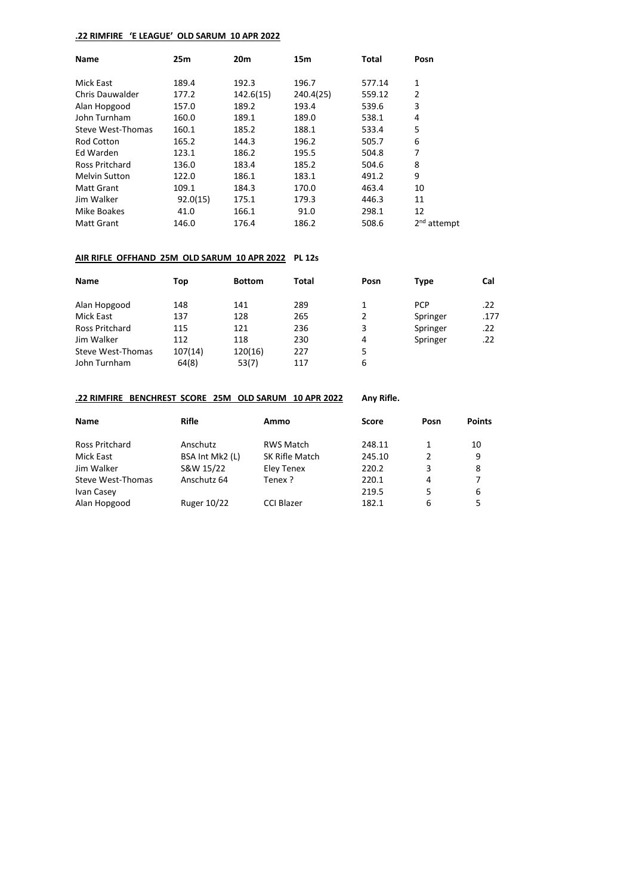**.22 RIMFIRE 'E LEAGUE' OLD SARUM 10 APR 2022**

| Name | 25m | 20m | 15m | Total | Posn |
|---|---|---|---|---|---|
| Mick East | 189.4 | 192.3 | 196.7 | 577.14 | 1 |
| Chris Dauwalder | 177.2 | 142.6(15) | 240.4(25) | 559.12 | 2 |
| Alan Hopgood | 157.0 | 189.2 | 193.4 | 539.6 | 3 |
| John Turnham | 160.0 | 189.1 | 189.0 | 538.1 | 4 |
| Steve West-Thomas | 160.1 | 185.2 | 188.1 | 533.4 | 5 |
| Rod Cotton | 165.2 | 144.3 | 196.2 | 505.7 | 6 |
| Ed Warden | 123.1 | 186.2 | 195.5 | 504.8 | 7 |
| Ross Pritchard | 136.0 | 183.4 | 185.2 | 504.6 | 8 |
| Melvin Sutton | 122.0 | 186.1 | 183.1 | 491.2 | 9 |
| Matt Grant | 109.1 | 184.3 | 170.0 | 463.4 | 10 |
| Jim Walker | 92.0(15) | 175.1 | 179.3 | 446.3 | 11 |
| Mike Boakes | 41.0 | 166.1 | 91.0 | 298.1 | 12 |
| Matt Grant | 146.0 | 176.4 | 186.2 | 508.6 | 2nd attempt |

**AIR RIFLE OFFHAND 25M OLD SARUM 10 APR 2022 PL 12s**

| Name | Top | Bottom | Total | Posn | Type | Cal |
|---|---|---|---|---|---|---|
| Alan Hopgood | 148 | 141 | 289 | 1 | PCP | .22 |
| Mick East | 137 | 128 | 265 | 2 | Springer | .177 |
| Ross Pritchard | 115 | 121 | 236 | 3 | Springer | .22 |
| Jim Walker | 112 | 118 | 230 | 4 | Springer | .22 |
| Steve West-Thomas | 107(14) | 120(16) | 227 | 5 | | |
| John Turnham | 64(8) | 53(7) | 117 | 6 | | |

**.22 RIMFIRE BENCHREST SCORE 25M OLD SARUM 10 APR 2022** **Any Rifle.**

| Name | Rifle | Ammo | Score | Posn | Points |
|---|---|---|---|---|---|
| Ross Pritchard | Anschutz | RWS Match | 248.11 | 1 | 10 |
| Mick East | BSA Int Mk2 (L) | SK Rifle Match | 245.10 | 2 | 9 |
| Jim Walker | S&W 15/22 | Eley Tenex | 220.2 | 3 | 8 |
| Steve West-Thomas | Anschutz 64 | Tenex ? | 220.1 | 4 | 7 |
| Ivan Casey | | | 219.5 | 5 | 6 |
| Alan Hopgood | Ruger 10/22 | CCI Blazer | 182.1 | 6 | 5 |